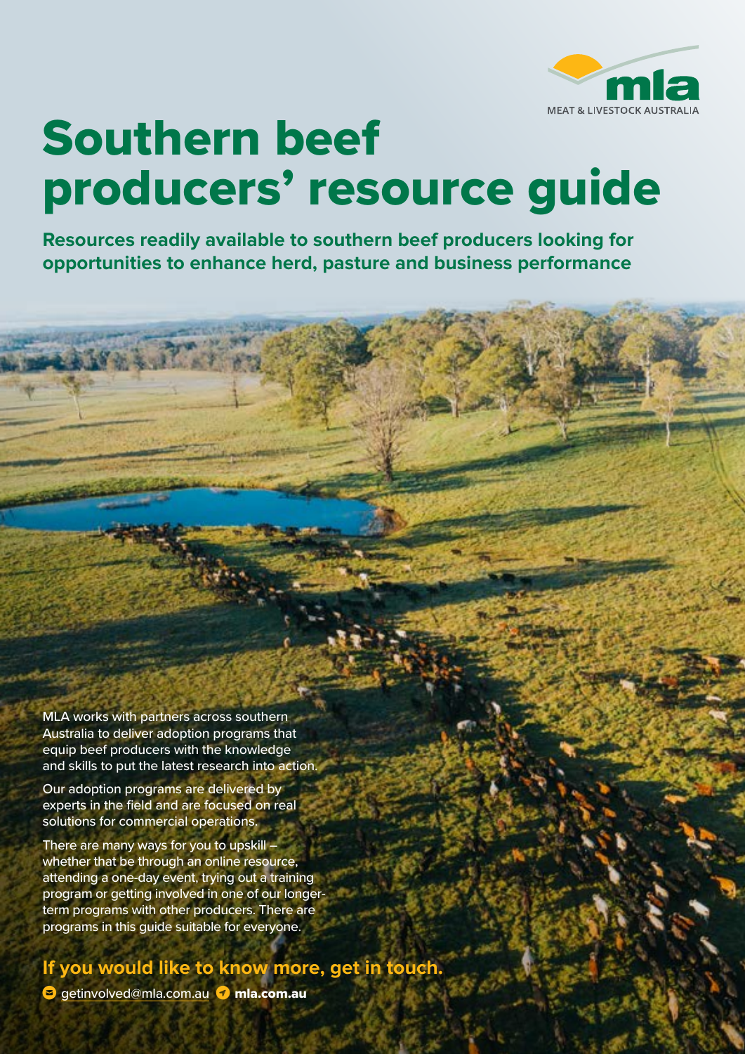# Southern beef producers' resource guide

**Resources readily available to southern beef producers looking for opportunities to enhance herd, pasture and business performance**

MLA works with partners across southern Australia to deliver adoption programs that equip beef producers with the knowledge and skills to put the latest research into action.

Our adoption programs are delivered by experts in the field and are focused on real solutions for commercial operations.

There are many ways for you to upskill – whether that be through an online resource, attending a one-day event, trying out a training program or getting involved in one of our longer-term programs with other producers. There are programs in this guide suitable for everyone.

**If you would like to know more, get in touch.**

getinvolved@mla.com.au **mla.com.au**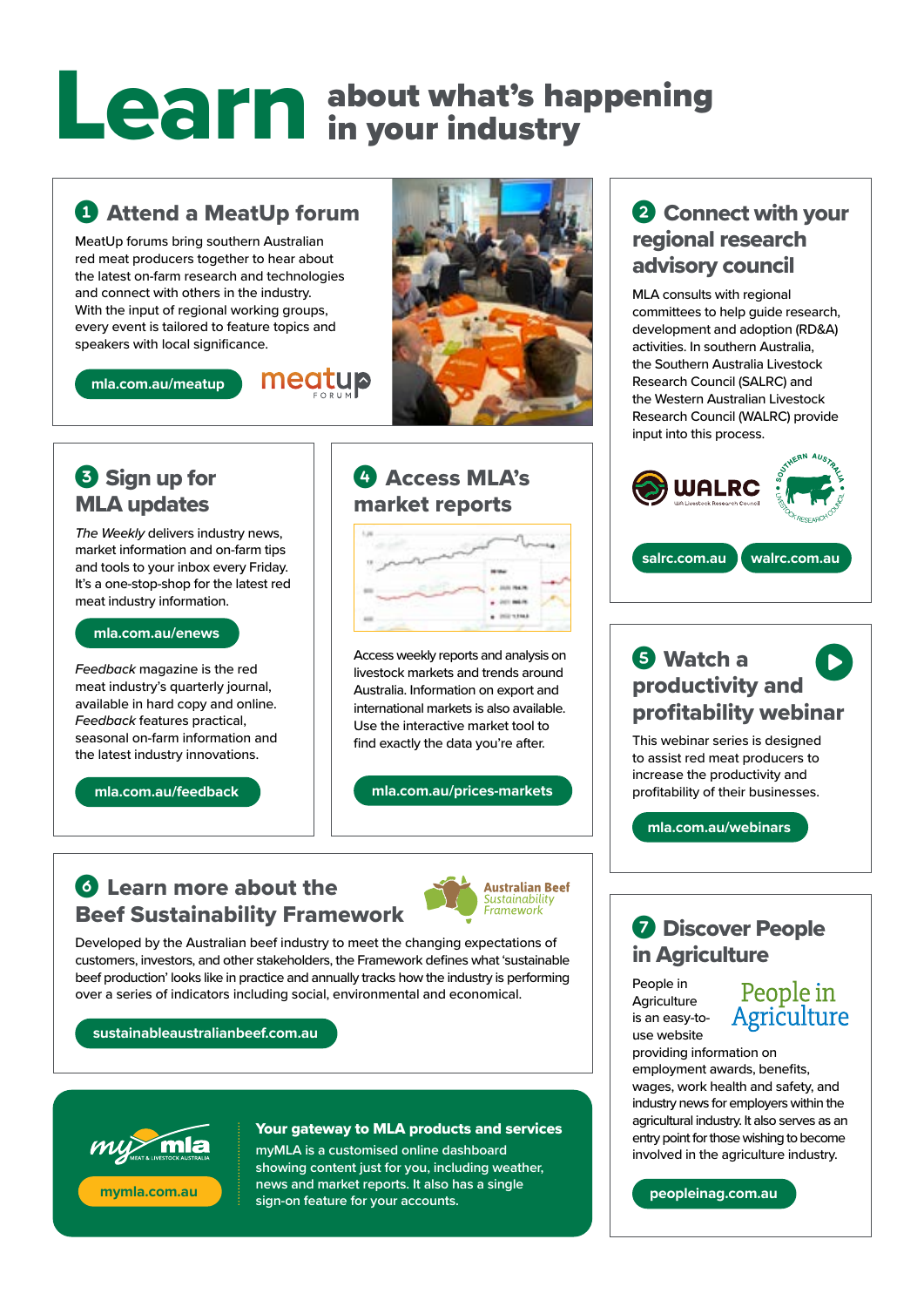# Learn about what's happening in your industry

## 1 Attend a MeatUp forum

MeatUp forums bring southern Australian red meat producers together to hear about the latest on-farm research and technologies and connect with others in the industry. With the input of regional working groups, every event is tailored to feature topics and speakers with local significance.

mla.com.au/meatup

## 2 Connect with your regional research advisory council

MLA consults with regional committees to help guide research, development and adoption (RD&A) activities. In southern Australia, the Southern Australia Livestock Research Council (SALRC) and the Western Australian Livestock Research Council (WALRC) provide input into this process.

salrc.com.au walrc.com.au

## 3 Sign up for MLA updates

*The Weekly* delivers industry news, market information and on-farm tips and tools to your inbox every Friday. It's a one-stop-shop for the latest red meat industry information.

mla.com.au/enews

*Feedback* magazine is the red meat industry's quarterly journal, available in hard copy and online. *Feedback* features practical, seasonal on-farm information and the latest industry innovations.

mla.com.au/feedback

## 4 Access MLA's market reports

Access weekly reports and analysis on livestock markets and trends around Australia. Information on export and international markets is also available. Use the interactive market tool to find exactly the data you're after.

mla.com.au/prices-markets

## 5 Watch a productivity and profitability webinar

This webinar series is designed to assist red meat producers to increase the productivity and profitability of their businesses.

mla.com.au/webinars

## 6 Learn more about the Beef Sustainability Framework

Developed by the Australian beef industry to meet the changing expectations of customers, investors, and other stakeholders, the Framework defines what 'sustainable beef production' looks like in practice and annually tracks how the industry is performing over a series of indicators including social, environmental and economical.

sustainableaustralianbeef.com.au

## 7 Discover People in Agriculture

People in Agriculture is an easy-to-use website providing information on employment awards, benefits, wages, work health and safety, and industry news for employers within the agricultural industry. It also serves as an entry point for those wishing to become involved in the agriculture industry.

peopleinag.com.au

**Your gateway to MLA products and services**

myMLA is a customised online dashboard showing content just for you, including weather, news and market reports. It also has a single sign-on feature for your accounts.

mymla.com.au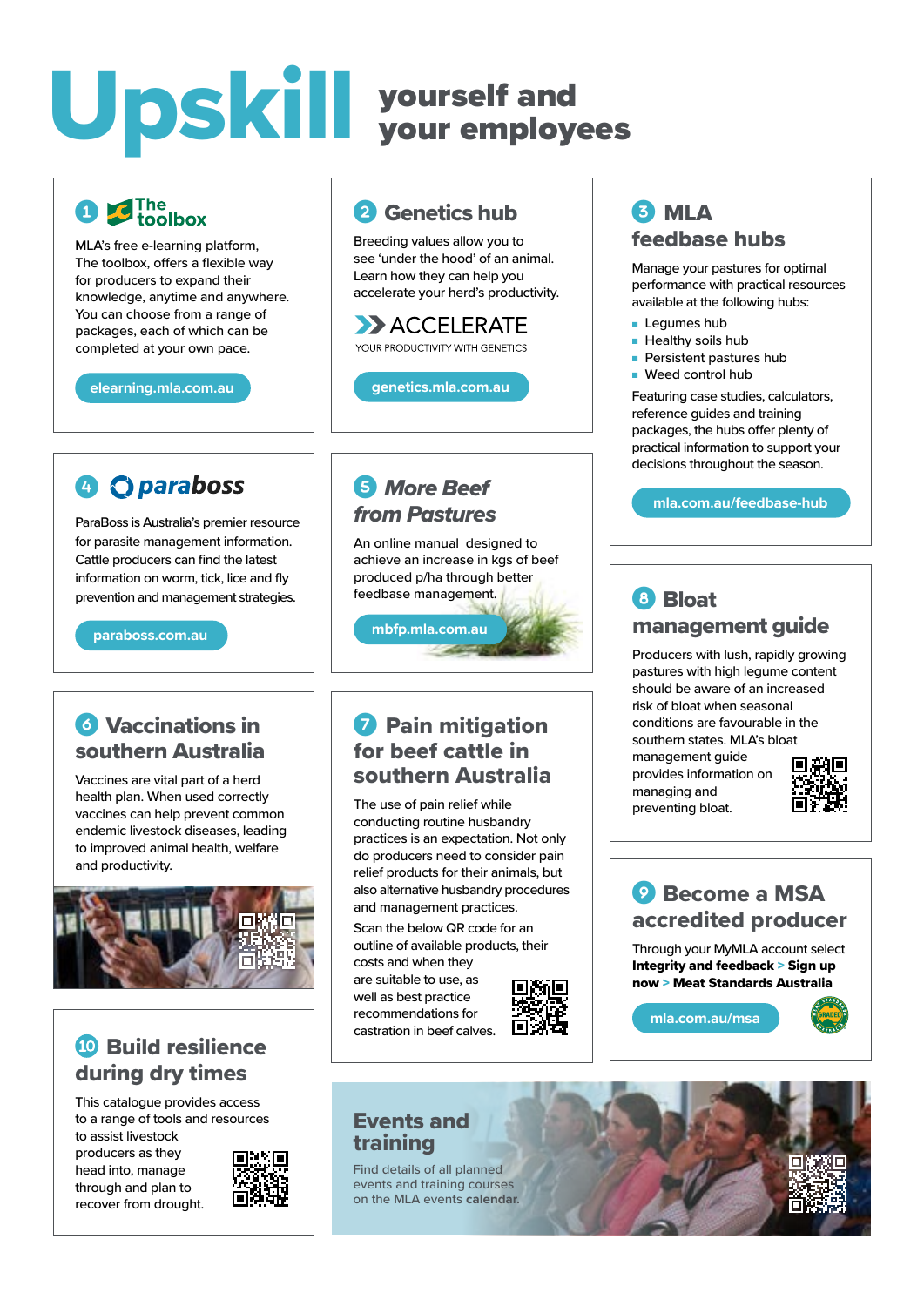# Upskill yourself and your employees

## 1 The toolbox

MLA's free e-learning platform, The toolbox, offers a flexible way for producers to expand their knowledge, anytime and anywhere. You can choose from a range of packages, each of which can be completed at your own pace.

elearning.mla.com.au

## 2 Genetics hub

Breeding values allow you to see 'under the hood' of an animal. Learn how they can help you accelerate your herd's productivity.

ACCELERATE
YOUR PRODUCTIVITY WITH GENETICS

genetics.mla.com.au

## 3 MLA feedbase hubs

Manage your pastures for optimal performance with practical resources available at the following hubs:

- Legumes hub
- Healthy soils hub
- Persistent pastures hub
- Weed control hub

Featuring case studies, calculators, reference guides and training packages, the hubs offer plenty of practical information to support your decisions throughout the season.

mla.com.au/feedbase-hub

## 4 paraboss

ParaBoss is Australia's premier resource for parasite management information. Cattle producers can find the latest information on worm, tick, lice and fly prevention and management strategies.

paraboss.com.au

## 5 *More Beef from Pastures*

An online manual designed to achieve an increase in kgs of beef produced p/ha through better feedbase management.

mbfp.mla.com.au

## 6 Vaccinations in southern Australia

Vaccines are vital part of a herd health plan. When used correctly vaccines can help prevent common endemic livestock diseases, leading to improved animal health, welfare and productivity.

## 7 Pain mitigation for beef cattle in southern Australia

The use of pain relief while conducting routine husbandry practices is an expectation. Not only do producers need to consider pain relief products for their animals, but also alternative husbandry procedures and management practices.

Scan the below QR code for an outline of available products, their costs and when they are suitable to use, as well as best practice recommendations for castration in beef calves.

## 8 Bloat management guide

Producers with lush, rapidly growing pastures with high legume content should be aware of an increased risk of bloat when seasonal conditions are favourable in the southern states. MLA's bloat management guide provides information on managing and preventing bloat.

## 9 Become a MSA accredited producer

Through your MyMLA account select **Integrity and feedback > Sign up now > Meat Standards Australia**

mla.com.au/msa

## 10 Build resilience during dry times

This catalogue provides access to a range of tools and resources to assist livestock producers as they head into, manage through and plan to recover from drought.

## Events and training

Find details of all planned events and training courses on the MLA events **calendar.**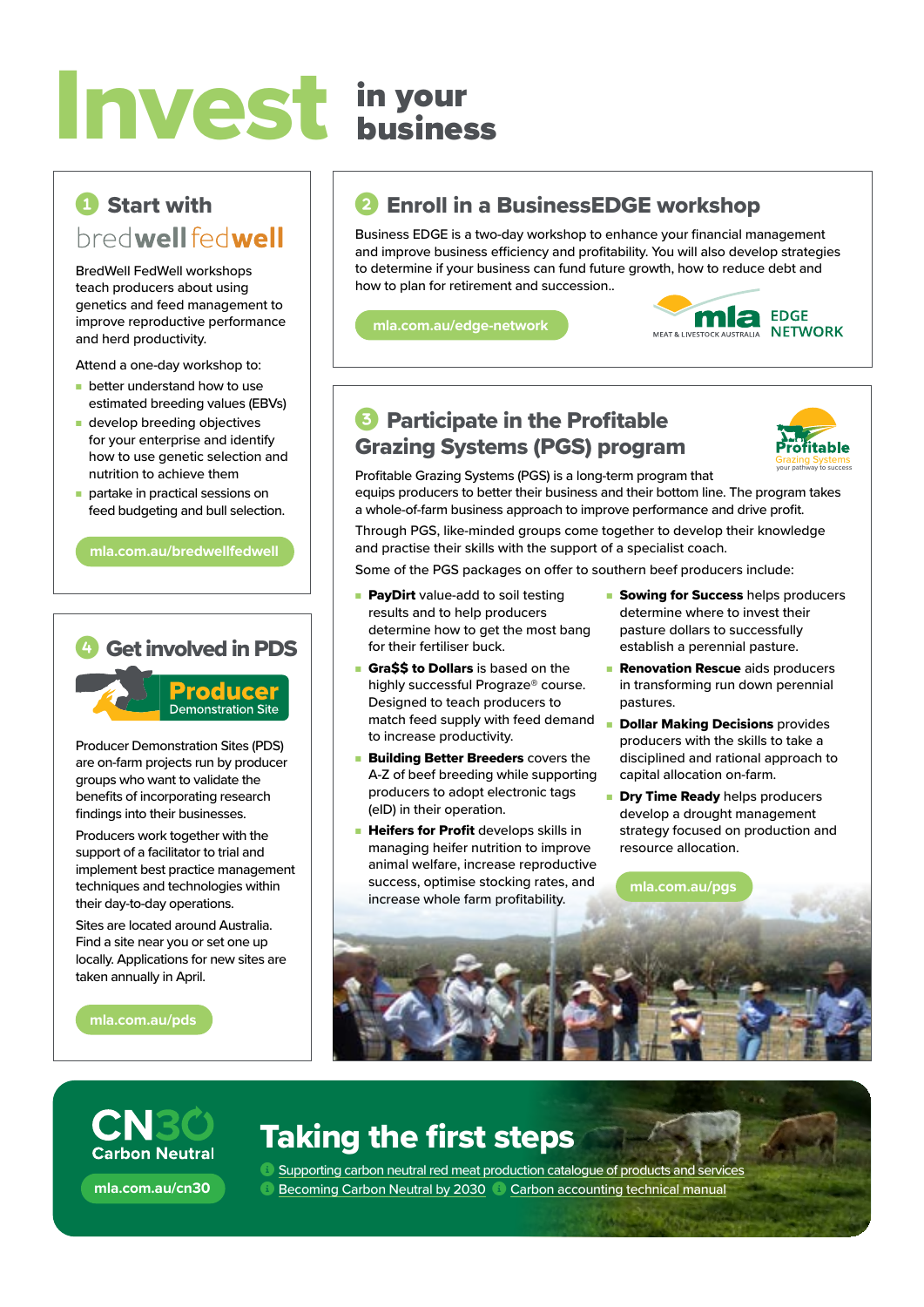# Invest in your business

## 1 Start with bredwell fedwell

BredWell FedWell workshops teach producers about using genetics and feed management to improve reproductive performance and herd productivity.

Attend a one-day workshop to:

- better understand how to use estimated breeding values (EBVs)
- develop breeding objectives for your enterprise and identify how to use genetic selection and nutrition to achieve them
- partake in practical sessions on feed budgeting and bull selection.

mla.com.au/bredwellfedwell

## 2 Enroll in a BusinessEDGE workshop

Business EDGE is a two-day workshop to enhance your financial management and improve business efficiency and profitability. You will also develop strategies to determine if your business can fund future growth, how to reduce debt and how to plan for retirement and succession..

mla.com.au/edge-network

mla MEAT & LIVESTOCK AUSTRALIA EDGE NETWORK

## 3 Participate in the Profitable Grazing Systems (PGS) program

Profitable Grazing Systems your pathway to success

Profitable Grazing Systems (PGS) is a long-term program that equips producers to better their business and their bottom line. The program takes a whole-of-farm business approach to improve performance and drive profit.

Through PGS, like-minded groups come together to develop their knowledge and practise their skills with the support of a specialist coach.

Some of the PGS packages on offer to southern beef producers include:

- **PayDirt** value-add to soil testing results and to help producers determine how to get the most bang for their fertiliser buck.
- **Gra$$ to Dollars** is based on the highly successful Prograze® course. Designed to teach producers to match feed supply with feed demand to increase productivity.
- **Building Better Breeders** covers the A-Z of beef breeding while supporting producers to adopt electronic tags (eID) in their operation.
- **Heifers for Profit** develops skills in managing heifer nutrition to improve animal welfare, increase reproductive success, optimise stocking rates, and increase whole farm profitability.
- **Sowing for Success** helps producers determine where to invest their pasture dollars to successfully establish a perennial pasture.
- **Renovation Rescue** aids producers in transforming run down perennial pastures.
- **Dollar Making Decisions** provides producers with the skills to take a disciplined and rational approach to capital allocation on-farm.
- **Dry Time Ready** helps producers develop a drought management strategy focused on production and resource allocation.

mla.com.au/pgs

## 4 Get involved in PDS

Producer Demonstration Site

Producer Demonstration Sites (PDS) are on-farm projects run by producer groups who want to validate the benefits of incorporating research findings into their businesses.

Producers work together with the support of a facilitator to trial and implement best practice management techniques and technologies within their day-to-day operations.

Sites are located around Australia. Find a site near you or set one up locally. Applications for new sites are taken annually in April.

mla.com.au/pds

## CN30 Carbon Neutral

mla.com.au/cn30

## Taking the first steps

- Supporting carbon neutral red meat production catalogue of products and services
- Becoming Carbon Neutral by 2030
- Carbon accounting technical manual